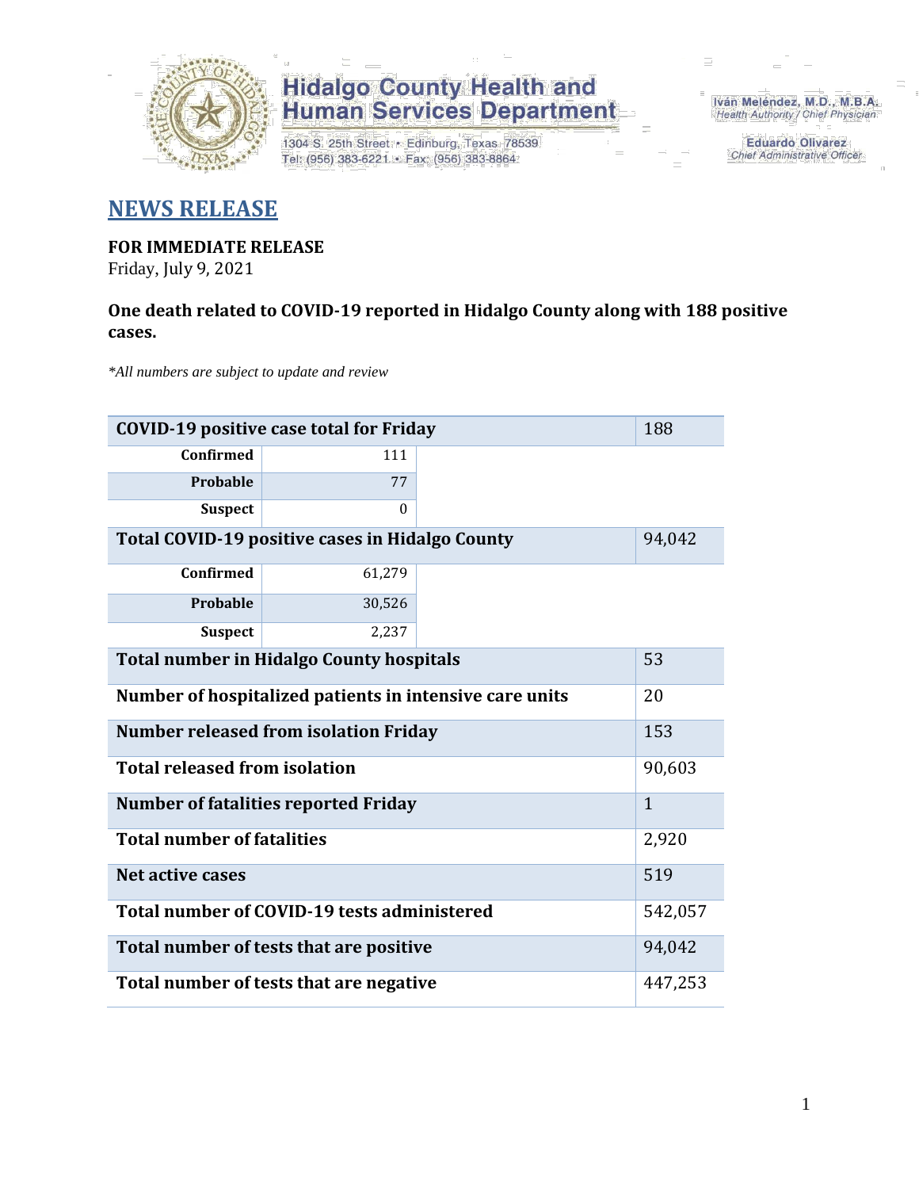**Hidalgo County Health and Human Services Department**

1304 S. 25th Street • Edinburg, Texas 78539
Tel: (956) 383-6221 • Fax: (956) 383-8864

Iván Meléndez, M.D., M.B.A.
*Health Authority / Chief Physician*

Eduardo Olivarez
*Chief Administrative Officer*

# NEWS RELEASE

**FOR IMMEDIATE RELEASE**
Friday, July 9, 2021

**One death related to COVID-19 reported in Hidalgo County along with 188 positive cases.**

*\*All numbers are subject to update and review*

| COVID-19 positive case total for Friday | | 188 |
|---|---|---|
| Confirmed | 111 | |
| Probable | 77 | |
| Suspect | 0 | |
| **Total COVID-19 positive cases in Hidalgo County** | | 94,042 |
| Confirmed | 61,279 | |
| Probable | 30,526 | |
| Suspect | 2,237 | |
| **Total number in Hidalgo County hospitals** | | 53 |
| **Number of hospitalized patients in intensive care units** | | 20 |
| **Number released from isolation Friday** | | 153 |
| **Total released from isolation** | | 90,603 |
| **Number of fatalities reported Friday** | | 1 |
| **Total number of fatalities** | | 2,920 |
| **Net active cases** | | 519 |
| **Total number of COVID-19 tests administered** | | 542,057 |
| **Total number of tests that are positive** | | 94,042 |
| **Total number of tests that are negative** | | 447,253 |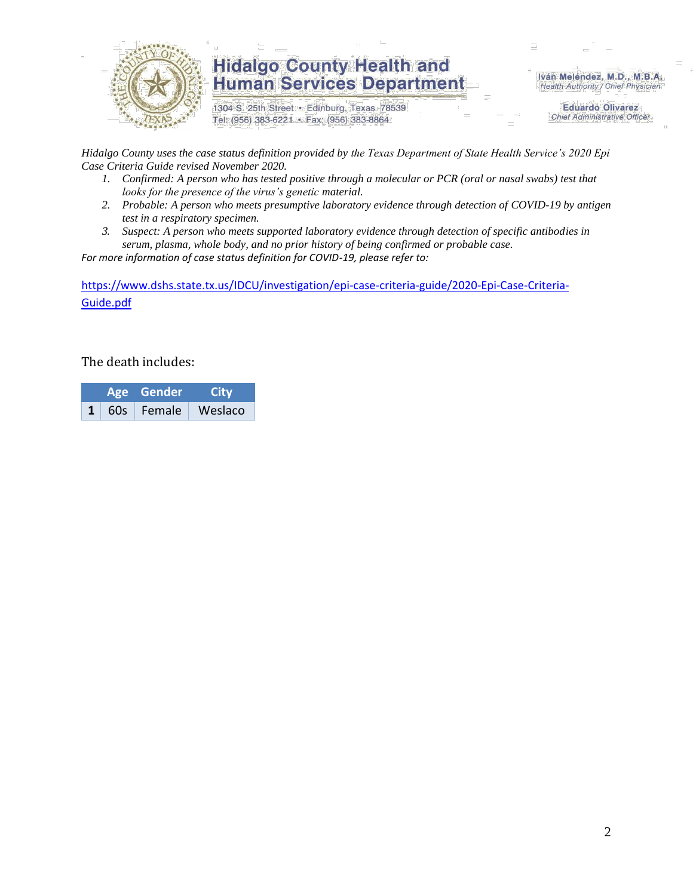*Hidalgo County uses the case status definition provided by the Texas Department of State Health Service's 2020 Epi Case Criteria Guide revised November 2020.*

1. *Confirmed: A person who has tested positive through a molecular or PCR (oral or nasal swabs) test that looks for the presence of the virus's genetic material.*
2. *Probable: A person who meets presumptive laboratory evidence through detection of COVID-19 by antigen test in a respiratory specimen.*
3. *Suspect: A person who meets supported laboratory evidence through detection of specific antibodies in serum, plasma, whole body, and no prior history of being confirmed or probable case.*

*For more information of case status definition for COVID-19, please refer to:*

https://www.dshs.state.tx.us/IDCU/investigation/epi-case-criteria-guide/2020-Epi-Case-Criteria-Guide.pdf

The death includes:

| | Age | Gender | City |
|---|---|---|---|
| **1** | 60s | Female | Weslaco |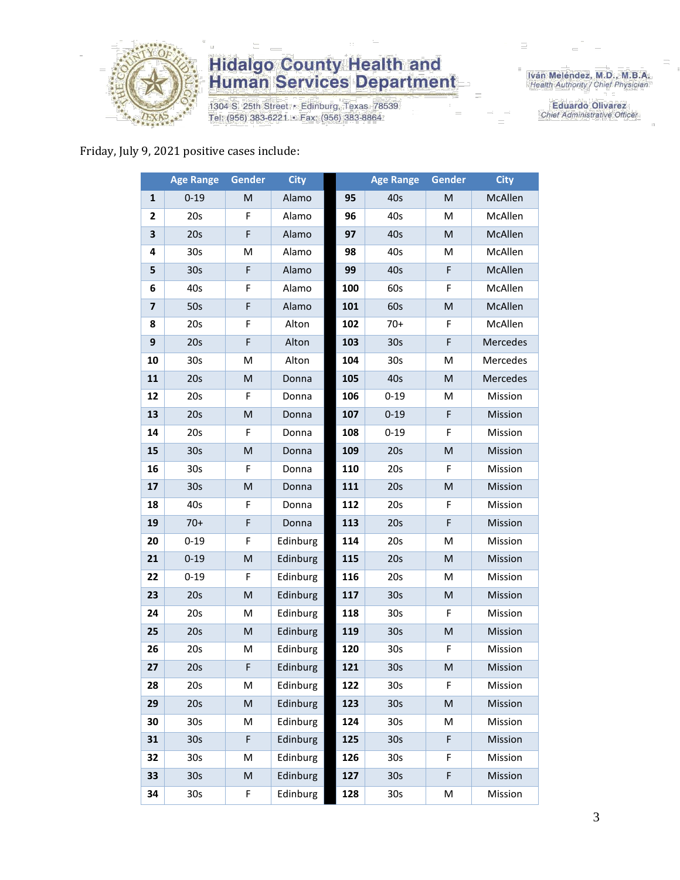Friday, July 9, 2021 positive cases include:

| | Age Range | Gender | City | | Age Range | Gender | City |
|---|---|---|---|---|---|---|---|
| **1** | 0-19 | M | Alamo | **95** | 40s | M | McAllen |
| **2** | 20s | F | Alamo | **96** | 40s | M | McAllen |
| **3** | 20s | F | Alamo | **97** | 40s | M | McAllen |
| **4** | 30s | M | Alamo | **98** | 40s | M | McAllen |
| **5** | 30s | F | Alamo | **99** | 40s | F | McAllen |
| **6** | 40s | F | Alamo | **100** | 60s | F | McAllen |
| **7** | 50s | F | Alamo | **101** | 60s | M | McAllen |
| **8** | 20s | F | Alton | **102** | 70+ | F | McAllen |
| **9** | 20s | F | Alton | **103** | 30s | F | Mercedes |
| **10** | 30s | M | Alton | **104** | 30s | M | Mercedes |
| **11** | 20s | M | Donna | **105** | 40s | M | Mercedes |
| **12** | 20s | F | Donna | **106** | 0-19 | M | Mission |
| **13** | 20s | M | Donna | **107** | 0-19 | F | Mission |
| **14** | 20s | F | Donna | **108** | 0-19 | F | Mission |
| **15** | 30s | M | Donna | **109** | 20s | M | Mission |
| **16** | 30s | F | Donna | **110** | 20s | F | Mission |
| **17** | 30s | M | Donna | **111** | 20s | M | Mission |
| **18** | 40s | F | Donna | **112** | 20s | F | Mission |
| **19** | 70+ | F | Donna | **113** | 20s | F | Mission |
| **20** | 0-19 | F | Edinburg | **114** | 20s | M | Mission |
| **21** | 0-19 | M | Edinburg | **115** | 20s | M | Mission |
| **22** | 0-19 | F | Edinburg | **116** | 20s | M | Mission |
| **23** | 20s | M | Edinburg | **117** | 30s | M | Mission |
| **24** | 20s | M | Edinburg | **118** | 30s | F | Mission |
| **25** | 20s | M | Edinburg | **119** | 30s | M | Mission |
| **26** | 20s | M | Edinburg | **120** | 30s | F | Mission |
| **27** | 20s | F | Edinburg | **121** | 30s | M | Mission |
| **28** | 20s | M | Edinburg | **122** | 30s | F | Mission |
| **29** | 20s | M | Edinburg | **123** | 30s | M | Mission |
| **30** | 30s | M | Edinburg | **124** | 30s | M | Mission |
| **31** | 30s | F | Edinburg | **125** | 30s | F | Mission |
| **32** | 30s | M | Edinburg | **126** | 30s | F | Mission |
| **33** | 30s | M | Edinburg | **127** | 30s | F | Mission |
| **34** | 30s | F | Edinburg | **128** | 30s | M | Mission |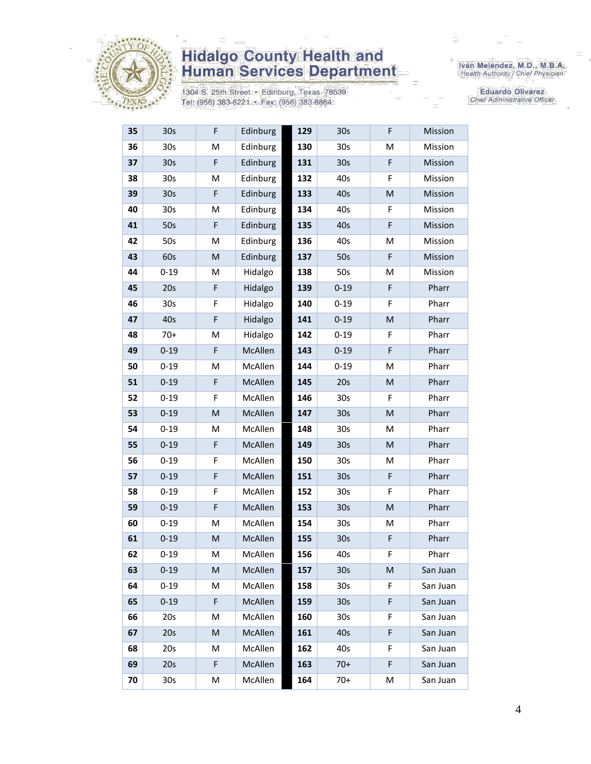Hidalgo County Health and Human Services Department

1304 S. 25th Street • Edinburg, Texas 78539
Tel: (956) 383-6221 • Fax: (956) 383-8864

Iván Meléndez, M.D., M.B.A.
Health Authority / Chief Physician

Eduardo Olivarez
Chief Administrative Officer

| | | | | | | | |
|---|---|---|---|---|---|---|---|
| **35** | 30s | F | Edinburg | **129** | 30s | F | Mission |
| **36** | 30s | M | Edinburg | **130** | 30s | M | Mission |
| **37** | 30s | F | Edinburg | **131** | 30s | F | Mission |
| **38** | 30s | M | Edinburg | **132** | 40s | F | Mission |
| **39** | 30s | F | Edinburg | **133** | 40s | M | Mission |
| **40** | 30s | M | Edinburg | **134** | 40s | F | Mission |
| **41** | 50s | F | Edinburg | **135** | 40s | F | Mission |
| **42** | 50s | M | Edinburg | **136** | 40s | M | Mission |
| **43** | 60s | M | Edinburg | **137** | 50s | F | Mission |
| **44** | 0-19 | M | Hidalgo | **138** | 50s | M | Mission |
| **45** | 20s | F | Hidalgo | **139** | 0-19 | F | Pharr |
| **46** | 30s | F | Hidalgo | **140** | 0-19 | F | Pharr |
| **47** | 40s | F | Hidalgo | **141** | 0-19 | M | Pharr |
| **48** | 70+ | M | Hidalgo | **142** | 0-19 | F | Pharr |
| **49** | 0-19 | F | McAllen | **143** | 0-19 | F | Pharr |
| **50** | 0-19 | M | McAllen | **144** | 0-19 | M | Pharr |
| **51** | 0-19 | F | McAllen | **145** | 20s | M | Pharr |
| **52** | 0-19 | F | McAllen | **146** | 30s | F | Pharr |
| **53** | 0-19 | M | McAllen | **147** | 30s | M | Pharr |
| **54** | 0-19 | M | McAllen | **148** | 30s | M | Pharr |
| **55** | 0-19 | F | McAllen | **149** | 30s | M | Pharr |
| **56** | 0-19 | F | McAllen | **150** | 30s | M | Pharr |
| **57** | 0-19 | F | McAllen | **151** | 30s | F | Pharr |
| **58** | 0-19 | F | McAllen | **152** | 30s | F | Pharr |
| **59** | 0-19 | F | McAllen | **153** | 30s | M | Pharr |
| **60** | 0-19 | M | McAllen | **154** | 30s | M | Pharr |
| **61** | 0-19 | M | McAllen | **155** | 30s | F | Pharr |
| **62** | 0-19 | M | McAllen | **156** | 40s | F | Pharr |
| **63** | 0-19 | M | McAllen | **157** | 30s | M | San Juan |
| **64** | 0-19 | M | McAllen | **158** | 30s | F | San Juan |
| **65** | 0-19 | F | McAllen | **159** | 30s | F | San Juan |
| **66** | 20s | M | McAllen | **160** | 30s | F | San Juan |
| **67** | 20s | M | McAllen | **161** | 40s | F | San Juan |
| **68** | 20s | M | McAllen | **162** | 40s | F | San Juan |
| **69** | 20s | F | McAllen | **163** | 70+ | F | San Juan |
| **70** | 30s | M | McAllen | **164** | 70+ | M | San Juan |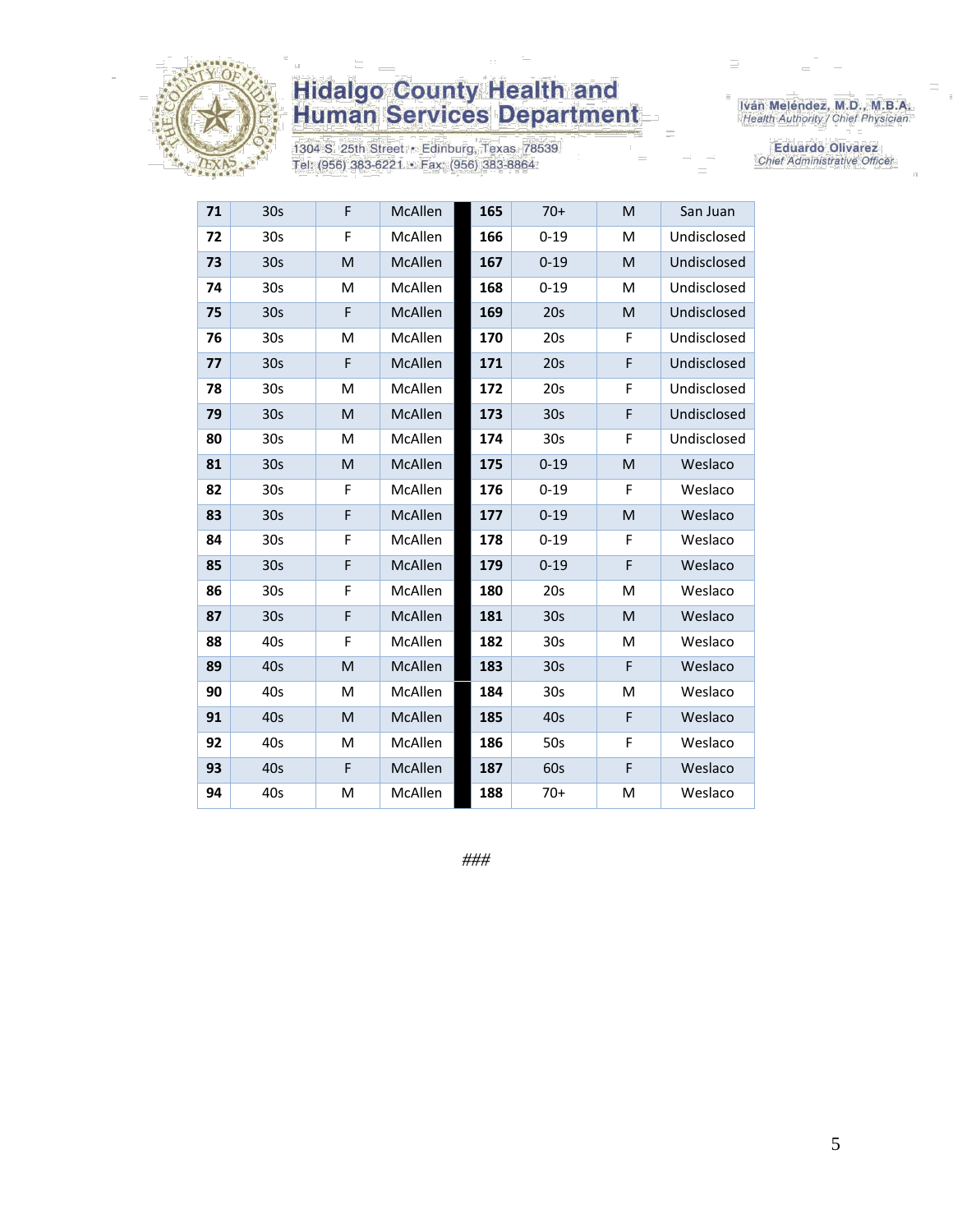| | | | | | | | | |
|---|---|---|---|---|---|---|---|---|
| **71** | 30s | F | McAllen | | **165** | 70+ | M | San Juan |
| **72** | 30s | F | McAllen | | **166** | 0-19 | M | Undisclosed |
| **73** | 30s | M | McAllen | | **167** | 0-19 | M | Undisclosed |
| **74** | 30s | M | McAllen | | **168** | 0-19 | M | Undisclosed |
| **75** | 30s | F | McAllen | | **169** | 20s | M | Undisclosed |
| **76** | 30s | M | McAllen | | **170** | 20s | F | Undisclosed |
| **77** | 30s | F | McAllen | | **171** | 20s | F | Undisclosed |
| **78** | 30s | M | McAllen | | **172** | 20s | F | Undisclosed |
| **79** | 30s | M | McAllen | | **173** | 30s | F | Undisclosed |
| **80** | 30s | M | McAllen | | **174** | 30s | F | Undisclosed |
| **81** | 30s | M | McAllen | | **175** | 0-19 | M | Weslaco |
| **82** | 30s | F | McAllen | | **176** | 0-19 | F | Weslaco |
| **83** | 30s | F | McAllen | | **177** | 0-19 | M | Weslaco |
| **84** | 30s | F | McAllen | | **178** | 0-19 | F | Weslaco |
| **85** | 30s | F | McAllen | | **179** | 0-19 | F | Weslaco |
| **86** | 30s | F | McAllen | | **180** | 20s | M | Weslaco |
| **87** | 30s | F | McAllen | | **181** | 30s | M | Weslaco |
| **88** | 40s | F | McAllen | | **182** | 30s | M | Weslaco |
| **89** | 40s | M | McAllen | | **183** | 30s | F | Weslaco |
| **90** | 40s | M | McAllen | | **184** | 30s | M | Weslaco |
| **91** | 40s | M | McAllen | | **185** | 40s | F | Weslaco |
| **92** | 40s | M | McAllen | | **186** | 50s | F | Weslaco |
| **93** | 40s | F | McAllen | | **187** | 60s | F | Weslaco |
| **94** | 40s | M | McAllen | | **188** | 70+ | M | Weslaco |

###